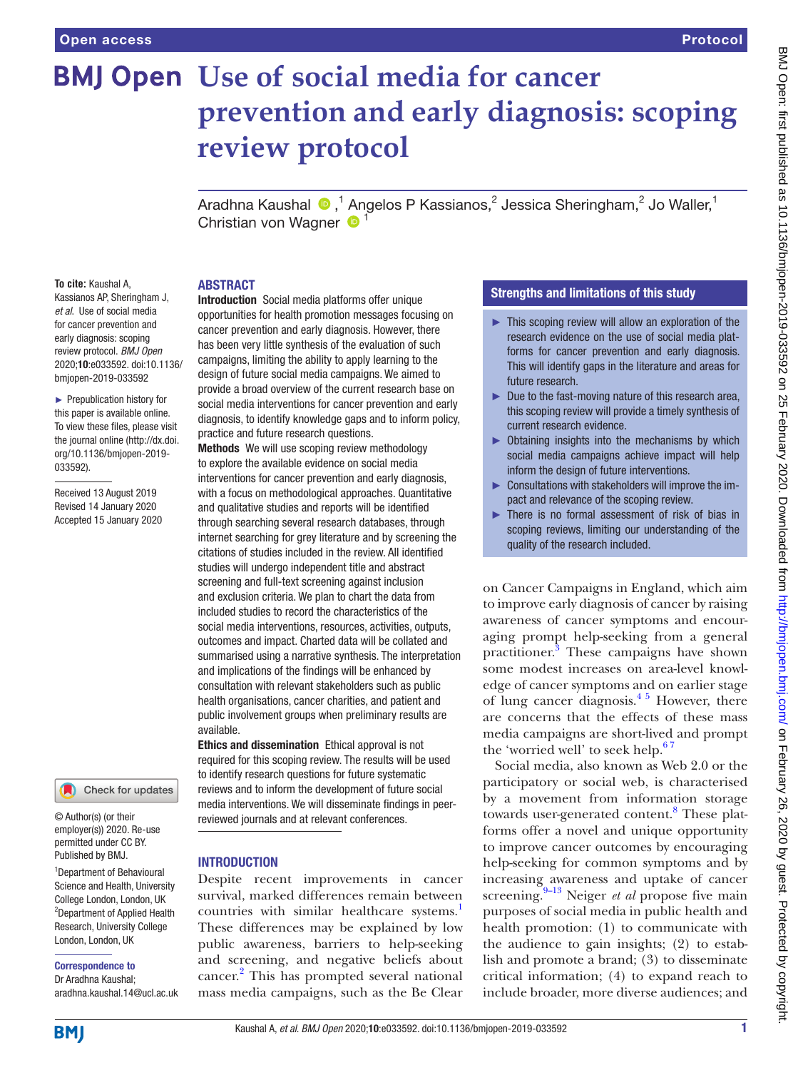Open access

Protocol

# Use of social media for cancer prevention and early diagnosis: scoping review protocol

Aradhna Kaushal [1], Angelos P Kassianos,[2] Jessica Sheringham,[2] Jo Waller,[1] Christian von Wagner [1]

**To cite:** Kaushal A, Kassianos AP, Sheringham J, *et al*. Use of social media for cancer prevention and early diagnosis: scoping review protocol. *BMJ Open* 2020;**10**:e033592. doi:10.1136/bmjopen-2019-033592

► Prepublication history for this paper is available online. To view these files, please visit the journal online (http://dx.doi.org/10.1136/bmjopen-2019-033592).

Received 13 August 2019
Revised 14 January 2020
Accepted 15 January 2020

© Author(s) (or their employer(s)) 2020. Re-use permitted under CC BY. Published by BMJ.

[1]Department of Behavioural Science and Health, University College London, London, UK
[2]Department of Applied Health Research, University College London, London, UK

**Correspondence to**
Dr Aradhna Kaushal;
aradhna.kaushal.14@ucl.ac.uk

## ABSTRACT

**Introduction** Social media platforms offer unique opportunities for health promotion messages focusing on cancer prevention and early diagnosis. However, there has been very little synthesis of the evaluation of such campaigns, limiting the ability to apply learning to the design of future social media campaigns. We aimed to provide a broad overview of the current research base on social media interventions for cancer prevention and early diagnosis, to identify knowledge gaps and to inform policy, practice and future research questions.

**Methods** We will use scoping review methodology to explore the available evidence on social media interventions for cancer prevention and early diagnosis, with a focus on methodological approaches. Quantitative and qualitative studies and reports will be identified through searching several research databases, through internet searching for grey literature and by screening the citations of studies included in the review. All identified studies will undergo independent title and abstract screening and full-text screening against inclusion and exclusion criteria. We plan to chart the data from included studies to record the characteristics of the social media interventions, resources, activities, outputs, outcomes and impact. Charted data will be collated and summarised using a narrative synthesis. The interpretation and implications of the findings will be enhanced by consultation with relevant stakeholders such as public health organisations, cancer charities, and patient and public involvement groups when preliminary results are available.

**Ethics and dissemination** Ethical approval is not required for this scoping review. The results will be used to identify research questions for future systematic reviews and to inform the development of future social media interventions. We will disseminate findings in peer-reviewed journals and at relevant conferences.

### Strengths and limitations of this study

- ► This scoping review will allow an exploration of the research evidence on the use of social media platforms for cancer prevention and early diagnosis. This will identify gaps in the literature and areas for future research.
- ► Due to the fast-moving nature of this research area, this scoping review will provide a timely synthesis of current research evidence.
- ► Obtaining insights into the mechanisms by which social media campaigns achieve impact will help inform the design of future interventions.
- ► Consultations with stakeholders will improve the impact and relevance of the scoping review.
- ► There is no formal assessment of risk of bias in scoping reviews, limiting our understanding of the quality of the research included.

## INTRODUCTION

Despite recent improvements in cancer survival, marked differences remain between countries with similar healthcare systems.[1] These differences may be explained by low public awareness, barriers to help-seeking and screening, and negative beliefs about cancer.[2] This has prompted several national mass media campaigns, such as the Be Clear on Cancer Campaigns in England, which aim to improve early diagnosis of cancer by raising awareness of cancer symptoms and encouraging prompt help-seeking from a general practitioner.[3] These campaigns have shown some modest increases on area-level knowledge of cancer symptoms and on earlier stage of lung cancer diagnosis.[4 5] However, there are concerns that the effects of these mass media campaigns are short-lived and prompt the 'worried well' to seek help.[6 7]

Social media, also known as Web 2.0 or the participatory or social web, is characterised by a movement from information storage towards user-generated content.[8] These platforms offer a novel and unique opportunity to improve cancer outcomes by encouraging help-seeking for common symptoms and by increasing awareness and uptake of cancer screening.[9–13] Neiger *et al* propose five main purposes of social media in public health and health promotion: (1) to communicate with the audience to gain insights; (2) to establish and promote a brand; (3) to disseminate critical information; (4) to expand reach to include broader, more diverse audiences; and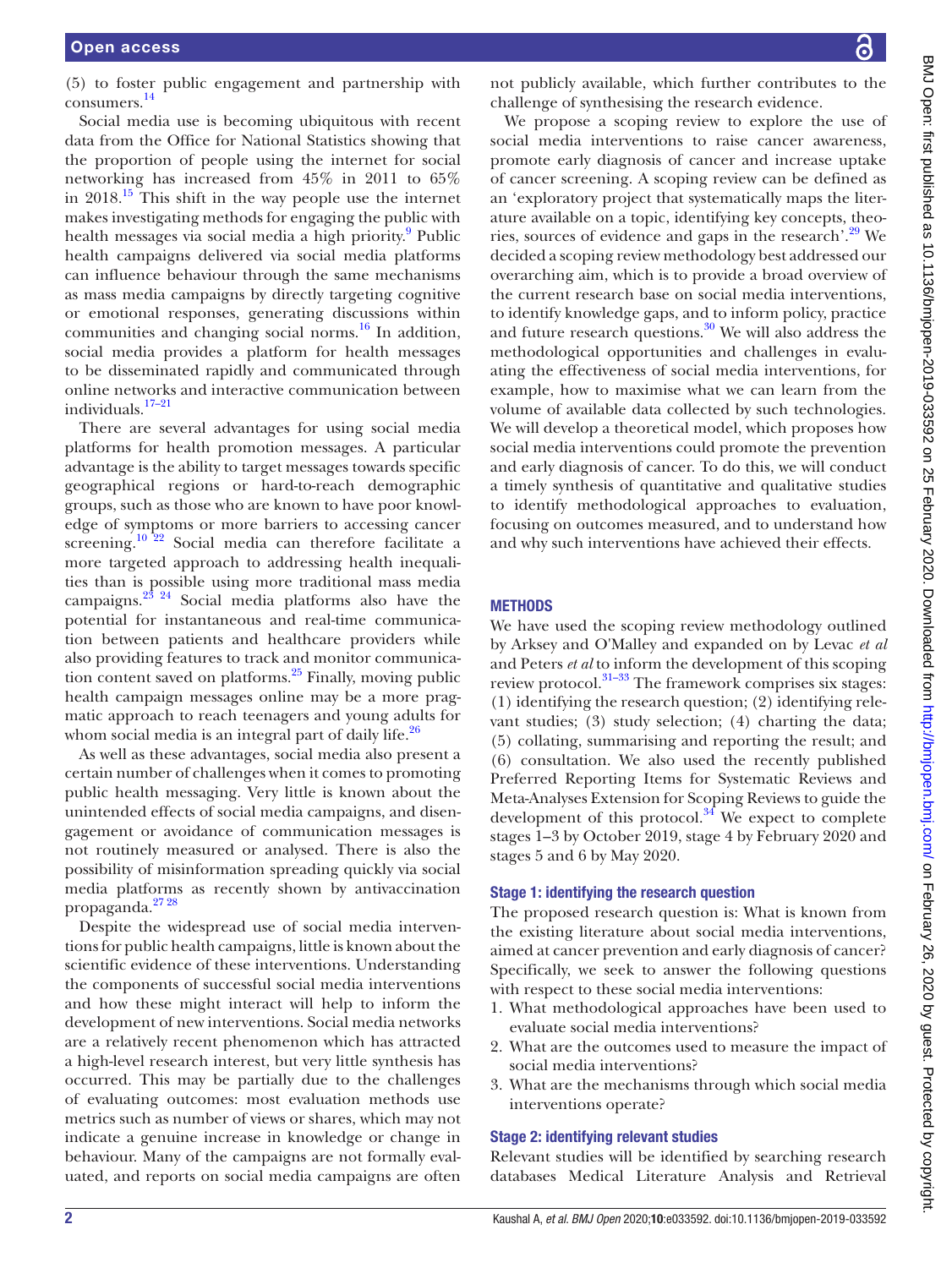(5) to foster public engagement and partnership with consumers.[14]

Social media use is becoming ubiquitous with recent data from the Office for National Statistics showing that the proportion of people using the internet for social networking has increased from 45% in 2011 to 65% in 2018.[15] This shift in the way people use the internet makes investigating methods for engaging the public with health messages via social media a high priority.[9] Public health campaigns delivered via social media platforms can influence behaviour through the same mechanisms as mass media campaigns by directly targeting cognitive or emotional responses, generating discussions within communities and changing social norms.[16] In addition, social media provides a platform for health messages to be disseminated rapidly and communicated through online networks and interactive communication between individuals.[17–21]

There are several advantages for using social media platforms for health promotion messages. A particular advantage is the ability to target messages towards specific geographical regions or hard-to-reach demographic groups, such as those who are known to have poor knowledge of symptoms or more barriers to accessing cancer screening.[10 22] Social media can therefore facilitate a more targeted approach to addressing health inequalities than is possible using more traditional mass media campaigns.[23 24] Social media platforms also have the potential for instantaneous and real-time communication between patients and healthcare providers while also providing features to track and monitor communication content saved on platforms.[25] Finally, moving public health campaign messages online may be a more pragmatic approach to reach teenagers and young adults for whom social media is an integral part of daily life.[26]

As well as these advantages, social media also present a certain number of challenges when it comes to promoting public health messaging. Very little is known about the unintended effects of social media campaigns, and disengagement or avoidance of communication messages is not routinely measured or analysed. There is also the possibility of misinformation spreading quickly via social media platforms as recently shown by antivaccination propaganda.[27 28]

Despite the widespread use of social media interventions for public health campaigns, little is known about the scientific evidence of these interventions. Understanding the components of successful social media interventions and how these might interact will help to inform the development of new interventions. Social media networks are a relatively recent phenomenon which has attracted a high-level research interest, but very little synthesis has occurred. This may be partially due to the challenges of evaluating outcomes: most evaluation methods use metrics such as number of views or shares, which may not indicate a genuine increase in knowledge or change in behaviour. Many of the campaigns are not formally evaluated, and reports on social media campaigns are often not publicly available, which further contributes to the challenge of synthesising the research evidence.

We propose a scoping review to explore the use of social media interventions to raise cancer awareness, promote early diagnosis of cancer and increase uptake of cancer screening. A scoping review can be defined as an 'exploratory project that systematically maps the literature available on a topic, identifying key concepts, theories, sources of evidence and gaps in the research'.[29] We decided a scoping review methodology best addressed our overarching aim, which is to provide a broad overview of the current research base on social media interventions, to identify knowledge gaps, and to inform policy, practice and future research questions.[30] We will also address the methodological opportunities and challenges in evaluating the effectiveness of social media interventions, for example, how to maximise what we can learn from the volume of available data collected by such technologies. We will develop a theoretical model, which proposes how social media interventions could promote the prevention and early diagnosis of cancer. To do this, we will conduct a timely synthesis of quantitative and qualitative studies to identify methodological approaches to evaluation, focusing on outcomes measured, and to understand how and why such interventions have achieved their effects.

## METHODS

We have used the scoping review methodology outlined by Arksey and O'Malley and expanded on by Levac *et al* and Peters *et al* to inform the development of this scoping review protocol.[31–33] The framework comprises six stages: (1) identifying the research question; (2) identifying relevant studies; (3) study selection; (4) charting the data; (5) collating, summarising and reporting the result; and (6) consultation. We also used the recently published Preferred Reporting Items for Systematic Reviews and Meta-Analyses Extension for Scoping Reviews to guide the development of this protocol.[34] We expect to complete stages 1–3 by October 2019, stage 4 by February 2020 and stages 5 and 6 by May 2020.

### Stage 1: identifying the research question

The proposed research question is: What is known from the existing literature about social media interventions, aimed at cancer prevention and early diagnosis of cancer? Specifically, we seek to answer the following questions with respect to these social media interventions:

1. What methodological approaches have been used to evaluate social media interventions?
2. What are the outcomes used to measure the impact of social media interventions?
3. What are the mechanisms through which social media interventions operate?

### Stage 2: identifying relevant studies

Relevant studies will be identified by searching research databases Medical Literature Analysis and Retrieval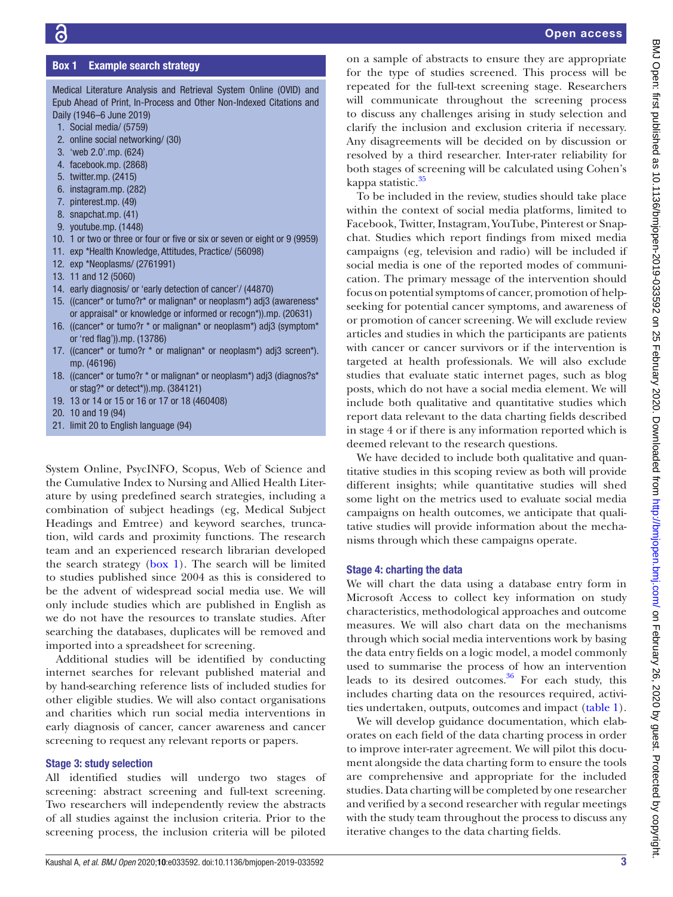**Box 1 Example search strategy**

Medical Literature Analysis and Retrieval System Online (OVID) and Epub Ahead of Print, In-Process and Other Non-Indexed Citations and Daily (1946–6 June 2019)

1. Social media/ (5759)
2. online social networking/ (30)
3. 'web 2.0'.mp. (624)
4. facebook.mp. (2868)
5. twitter.mp. (2415)
6. instagram.mp. (282)
7. pinterest.mp. (49)
8. snapchat.mp. (41)
9. youtube.mp. (1448)
10. 1 or two or three or four or five or six or seven or eight or 9 (9959)
11. exp *Health Knowledge, Attitudes, Practice/ (56098)
12. exp *Neoplasms/ (2761991)
13. 11 and 12 (5060)
14. early diagnosis/ or 'early detection of cancer'/ (44870)
15. ((cancer* or tumo?r* or malignan* or neoplasm*) adj3 (awareness* or appraisal* or knowledge or informed or recogn*)).mp. (20631)
16. ((cancer* or tumo?r * or malignan* or neoplasm*) adj3 (symptom* or 'red flag')).mp. (13786)
17. ((cancer* or tumo?r * or malignan* or neoplasm*) adj3 screen*).mp. (46196)
18. ((cancer* or tumo?r * or malignan* or neoplasm*) adj3 (diagnos?s* or stag?* or detect*)).mp. (384121)
19. 13 or 14 or 15 or 16 or 17 or 18 (460408)
20. 10 and 19 (94)
21. limit 20 to English language (94)

System Online, PsycINFO, Scopus, Web of Science and the Cumulative Index to Nursing and Allied Health Literature by using predefined search strategies, including a combination of subject headings (eg, Medical Subject Headings and Emtree) and keyword searches, truncation, wild cards and proximity functions. The research team and an experienced research librarian developed the search strategy (box 1). The search will be limited to studies published since 2004 as this is considered to be the advent of widespread social media use. We will only include studies which are published in English as we do not have the resources to translate studies. After searching the databases, duplicates will be removed and imported into a spreadsheet for screening.

Additional studies will be identified by conducting internet searches for relevant published material and by hand-searching reference lists of included studies for other eligible studies. We will also contact organisations and charities which run social media interventions in early diagnosis of cancer, cancer awareness and cancer screening to request any relevant reports or papers.

### Stage 3: study selection

All identified studies will undergo two stages of screening: abstract screening and full-text screening. Two researchers will independently review the abstracts of all studies against the inclusion criteria. Prior to the screening process, the inclusion criteria will be piloted on a sample of abstracts to ensure they are appropriate for the type of studies screened. This process will be repeated for the full-text screening stage. Researchers will communicate throughout the screening process to discuss any challenges arising in study selection and clarify the inclusion and exclusion criteria if necessary. Any disagreements will be decided on by discussion or resolved by a third researcher. Inter-rater reliability for both stages of screening will be calculated using Cohen's kappa statistic.[35]

To be included in the review, studies should take place within the context of social media platforms, limited to Facebook, Twitter, Instagram, YouTube, Pinterest or Snapchat. Studies which report findings from mixed media campaigns (eg, television and radio) will be included if social media is one of the reported modes of communication. The primary message of the intervention should focus on potential symptoms of cancer, promotion of help-seeking for potential cancer symptoms, and awareness of or promotion of cancer screening. We will exclude review articles and studies in which the participants are patients with cancer or cancer survivors or if the intervention is targeted at health professionals. We will also exclude studies that evaluate static internet pages, such as blog posts, which do not have a social media element. We will include both qualitative and quantitative studies which report data relevant to the data charting fields described in stage 4 or if there is any information reported which is deemed relevant to the research questions.

We have decided to include both qualitative and quantitative studies in this scoping review as both will provide different insights; while quantitative studies will shed some light on the metrics used to evaluate social media campaigns on health outcomes, we anticipate that qualitative studies will provide information about the mechanisms through which these campaigns operate.

### Stage 4: charting the data

We will chart the data using a database entry form in Microsoft Access to collect key information on study characteristics, methodological approaches and outcome measures. We will also chart data on the mechanisms through which social media interventions work by basing the data entry fields on a logic model, a model commonly used to summarise the process of how an intervention leads to its desired outcomes.[36] For each study, this includes charting data on the resources required, activities undertaken, outputs, outcomes and impact (table 1).

We will develop guidance documentation, which elaborates on each field of the data charting process in order to improve inter-rater agreement. We will pilot this document alongside the data charting form to ensure the tools are comprehensive and appropriate for the included studies. Data charting will be completed by one researcher and verified by a second researcher with regular meetings with the study team throughout the process to discuss any iterative changes to the data charting fields.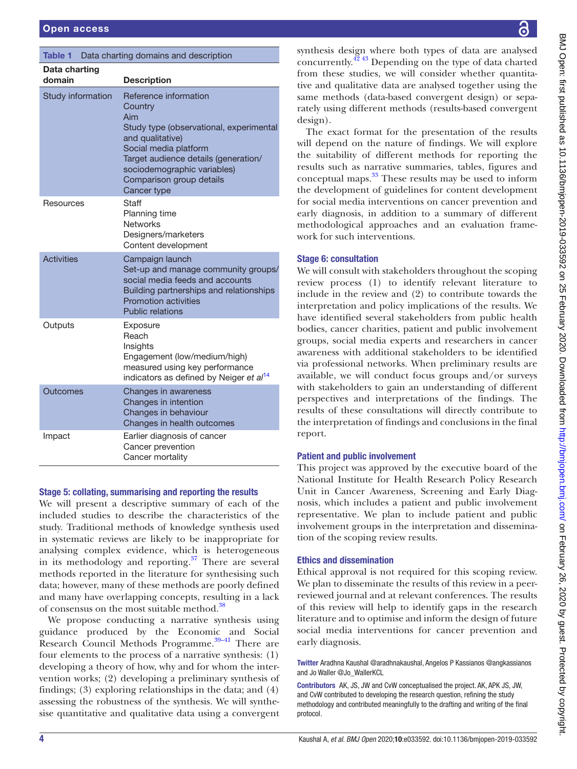**Table 1** Data charting domains and description

| Data charting domain | Description |
|---|---|
| Study information | Reference information<br>Country<br>Aim<br>Study type (observational, experimental and qualitative)<br>Social media platform<br>Target audience details (generation/sociodemographic variables)<br>Comparison group details<br>Cancer type |
| Resources | Staff<br>Planning time<br>Networks<br>Designers/marketers<br>Content development |
| Activities | Campaign launch<br>Set-up and manage community groups/social media feeds and accounts<br>Building partnerships and relationships<br>Promotion activities<br>Public relations |
| Outputs | Exposure<br>Reach<br>Insights<br>Engagement (low/medium/high) measured using key performance indicators as defined by Neiger *et al*[14] |
| Outcomes | Changes in awareness<br>Changes in intention<br>Changes in behaviour<br>Changes in health outcomes |
| Impact | Earlier diagnosis of cancer<br>Cancer prevention<br>Cancer mortality |

### Stage 5: collating, summarising and reporting the results

We will present a descriptive summary of each of the included studies to describe the characteristics of the study. Traditional methods of knowledge synthesis used in systematic reviews are likely to be inappropriate for analysing complex evidence, which is heterogeneous in its methodology and reporting.[37] There are several methods reported in the literature for synthesising such data; however, many of these methods are poorly defined and many have overlapping concepts, resulting in a lack of consensus on the most suitable method.[38]

We propose conducting a narrative synthesis using guidance produced by the Economic and Social Research Council Methods Programme.[39–41] There are four elements to the process of a narrative synthesis: (1) developing a theory of how, why and for whom the intervention works; (2) developing a preliminary synthesis of findings; (3) exploring relationships in the data; and (4) assessing the robustness of the synthesis. We will synthesise quantitative and qualitative data using a convergent synthesis design where both types of data are analysed concurrently.[42 43] Depending on the type of data charted from these studies, we will consider whether quantitative and qualitative data are analysed together using the same methods (data-based convergent design) or separately using different methods (results-based convergent design).

The exact format for the presentation of the results will depend on the nature of findings. We will explore the suitability of different methods for reporting the results such as narrative summaries, tables, figures and conceptual maps.[33] These results may be used to inform the development of guidelines for content development for social media interventions on cancer prevention and early diagnosis, in addition to a summary of different methodological approaches and an evaluation framework for such interventions.

### Stage 6: consultation

We will consult with stakeholders throughout the scoping review process (1) to identify relevant literature to include in the review and (2) to contribute towards the interpretation and policy implications of the results. We have identified several stakeholders from public health bodies, cancer charities, patient and public involvement groups, social media experts and researchers in cancer awareness with additional stakeholders to be identified via professional networks. When preliminary results are available, we will conduct focus groups and/or surveys with stakeholders to gain an understanding of different perspectives and interpretations of the findings. The results of these consultations will directly contribute to the interpretation of findings and conclusions in the final report.

## Patient and public involvement

This project was approved by the executive board of the National Institute for Health Research Policy Research Unit in Cancer Awareness, Screening and Early Diagnosis, which includes a patient and public involvement representative. We plan to include patient and public involvement groups in the interpretation and dissemination of the scoping review results.

## Ethics and dissemination

Ethical approval is not required for this scoping review. We plan to disseminate the results of this review in a peer-reviewed journal and at relevant conferences. The results of this review will help to identify gaps in the research literature and to optimise and inform the design of future social media interventions for cancer prevention and early diagnosis.

**Twitter** Aradhna Kaushal @aradhnakaushal, Angelos P Kassianos @angkassianos and Jo Waller @Jo_WallerKCL

**Contributors** AK, JS, JW and CvW conceptualised the project. AK, APK JS, JW, and CvW contributed to developing the research question, refining the study methodology and contributed meaningfully to the drafting and writing of the final protocol.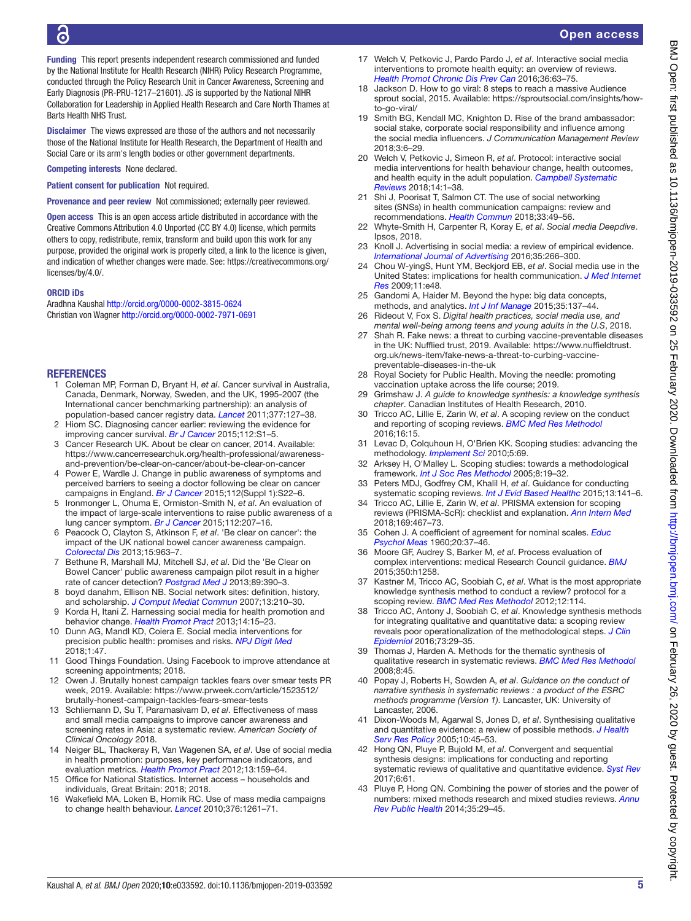**Funding** This report presents independent research commissioned and funded by the National Institute for Health Research (NIHR) Policy Research Programme, conducted through the Policy Research Unit in Cancer Awareness, Screening and Early Diagnosis (PR-PRU-1217–21601). JS is supported by the National NIHR Collaboration for Leadership in Applied Health Research and Care North Thames at Barts Health NHS Trust.

**Disclaimer** The views expressed are those of the authors and not necessarily those of the National Institute for Health Research, the Department of Health and Social Care or its arm's length bodies or other government departments.

**Competing interests** None declared.

**Patient consent for publication** Not required.

**Provenance and peer review** Not commissioned; externally peer reviewed.

**Open access** This is an open access article distributed in accordance with the Creative Commons Attribution 4.0 Unported (CC BY 4.0) license, which permits others to copy, redistribute, remix, transform and build upon this work for any purpose, provided the original work is properly cited, a link to the licence is given, and indication of whether changes were made. See: https://creativecommons.org/licenses/by/4.0/.

**ORCID iDs**

Aradhna Kaushal http://orcid.org/0000-0002-3815-0624
Christian von Wagner http://orcid.org/0000-0002-7971-0691

## REFERENCES

1. Coleman MP, Forman D, Bryant H, *et al*. Cancer survival in Australia, Canada, Denmark, Norway, Sweden, and the UK, 1995-2007 (the International cancer benchmarking partnership): an analysis of population-based cancer registry data. *Lancet* 2011;377:127–38.
2. Hiom SC. Diagnosing cancer earlier: reviewing the evidence for improving cancer survival. *Br J Cancer* 2015;112:S1–5.
3. Cancer Research UK. About be clear on cancer, 2014. Available: https://www.cancerresearchuk.org/health-professional/awareness-and-prevention/be-clear-on-cancer/about-be-clear-on-cancer
4. Power E, Wardle J. Change in public awareness of symptoms and perceived barriers to seeing a doctor following be clear on cancer campaigns in England. *Br J Cancer* 2015;112(Suppl 1):S22–6.
5. Ironmonger L, Ohuma E, Ormiston-Smith N, *et al*. An evaluation of the impact of large-scale interventions to raise public awareness of a lung cancer symptom. *Br J Cancer* 2015;112:207–16.
6. Peacock O, Clayton S, Atkinson F, *et al*. 'Be clear on cancer': the impact of the UK national bowel cancer awareness campaign. *Colorectal Dis* 2013;15:963–7.
7. Bethune R, Marshall MJ, Mitchell SJ, *et al*. Did the 'Be Clear on Bowel Cancer' public awareness campaign pilot result in a higher rate of cancer detection? *Postgrad Med J* 2013;89:390–3.
8. boyd danahm, Ellison NB. Social network sites: definition, history, and scholarship. *J Comput Mediat Commun* 2007;13:210–30.
9. Korda H, Itani Z. Harnessing social media for health promotion and behavior change. *Health Promot Pract* 2013;14:15–23.
10. Dunn AG, Mandl KD, Coiera E. Social media interventions for precision public health: promises and risks. *NPJ Digit Med* 2018;1:47.
11. Good Things Foundation. Using Facebook to improve attendance at screening appointments; 2018.
12. Owen J. Brutally honest campaign tackles fears over smear tests PR week, 2019. Available: https://www.prweek.com/article/1523512/brutally-honest-campaign-tackles-fears-smear-tests
13. Schliemann D, Su T, Paramasivam D, *et al*. Effectiveness of mass and small media campaigns to improve cancer awareness and screening rates in Asia: a systematic review. *American Society of Clinical Oncology* 2018.
14. Neiger BL, Thackeray R, Van Wagenen SA, *et al*. Use of social media in health promotion: purposes, key performance indicators, and evaluation metrics. *Health Promot Pract* 2012;13:159–64.
15. Office for National Statistics. Internet access – households and individuals, Great Britain: 2018; 2018.
16. Wakefield MA, Loken B, Hornik RC. Use of mass media campaigns to change health behaviour. *Lancet* 2010;376:1261–71.
17. Welch V, Petkovic J, Pardo Pardo J, *et al*. Interactive social media interventions to promote health equity: an overview of reviews. *Health Promot Chronic Dis Prev Can* 2016;36:63–75.
18. Jackson D. How to go viral: 8 steps to reach a massive Audience sprout social, 2015. Available: https://sproutsocial.com/insights/how-to-go-viral/
19. Smith BG, Kendall MC, Knighton D. Rise of the brand ambassador: social stake, corporate social responsibility and influence among the social media influencers. *J Communication Management Review* 2018;3:6–29.
20. Welch V, Petkovic J, Simeon R, *et al*. Protocol: interactive social media interventions for health behaviour change, health outcomes, and health equity in the adult population. *Campbell Systematic Reviews* 2018;14:1–38.
21. Shi J, Poorisat T, Salmon CT. The use of social networking sites (SNSs) in health communication campaigns: review and recommendations. *Health Commun* 2018;33:49–56.
22. Whyte-Smith H, Carpenter R, Koray E, *et al*. *Social media Deepdive*. Ipsos, 2018.
23. Knoll J. Advertising in social media: a review of empirical evidence. *International Journal of Advertising* 2016;35:266–300.
24. Chou W-yingS, Hunt YM, Beckjord EB, *et al*. Social media use in the United States: implications for health communication. *J Med Internet Res* 2009;11:e48.
25. Gandomi A, Haider M. Beyond the hype: big data concepts, methods, and analytics. *Int J Inf Manage* 2015;35:137–44.
26. Rideout V, Fox S. *Digital health practices, social media use, and mental well-being among teens and young adults in the U.S*, 2018.
27. Shah R. Fake news: a threat to curbing vaccine-preventable diseases in the UK: Nuffield trust, 2019. Available: https://www.nuffieldtrust.org.uk/news-item/fake-news-a-threat-to-curbing-vaccine-preventable-diseases-in-the-uk
28. Royal Society for Public Health. Moving the needle: promoting vaccination uptake across the life course; 2019.
29. Grimshaw J. *A guide to knowledge synthesis: a knowledge synthesis chapter*. Canadian Institutes of Health Research, 2010.
30. Tricco AC, Lillie E, Zarin W, *et al*. A scoping review on the conduct and reporting of scoping reviews. *BMC Med Res Methodol* 2016;16:15.
31. Levac D, Colquhoun H, O'Brien KK. Scoping studies: advancing the methodology. *Implement Sci* 2010;5:69.
32. Arksey H, O'Malley L. Scoping studies: towards a methodological framework. *Int J Soc Res Methodol* 2005;8:19–32.
33. Peters MDJ, Godfrey CM, Khalil H, *et al*. Guidance for conducting systematic scoping reviews. *Int J Evid Based Healthc* 2015;13:141–6.
34. Tricco AC, Lillie E, Zarin W, *et al*. PRISMA extension for scoping reviews (PRISMA-ScR): checklist and explanation. *Ann Intern Med* 2018;169:467–73.
35. Cohen J. A coefficient of agreement for nominal scales. *Educ Psychol Meas* 1960;20:37–46.
36. Moore GF, Audrey S, Barker M, *et al*. Process evaluation of complex interventions: medical Research Council guidance. *BMJ* 2015;350:h1258.
37. Kastner M, Tricco AC, Soobiah C, *et al*. What is the most appropriate knowledge synthesis method to conduct a review? protocol for a scoping review. *BMC Med Res Methodol* 2012;12:114.
38. Tricco AC, Antony J, Soobiah C, *et al*. Knowledge synthesis methods for integrating qualitative and quantitative data: a scoping review reveals poor operationalization of the methodological steps. *J Clin Epidemiol* 2016;73:29–35.
39. Thomas J, Harden A. Methods for the thematic synthesis of qualitative research in systematic reviews. *BMC Med Res Methodol* 2008;8:45.
40. Popay J, Roberts H, Sowden A, *et al*. *Guidance on the conduct of narrative synthesis in systematic reviews : a product of the ESRC methods programme (Version 1)*. Lancaster, UK: University of Lancaster, 2006.
41. Dixon-Woods M, Agarwal S, Jones D, *et al*. Synthesising qualitative and quantitative evidence: a review of possible methods. *J Health Serv Res Policy* 2005;10:45–53.
42. Hong QN, Pluye P, Bujold M, *et al*. Convergent and sequential synthesis designs: implications for conducting and reporting systematic reviews of qualitative and quantitative evidence. *Syst Rev* 2017;6:61.
43. Pluye P, Hong QN. Combining the power of stories and the power of numbers: mixed methods research and mixed studies reviews. *Annu Rev Public Health* 2014;35:29–45.